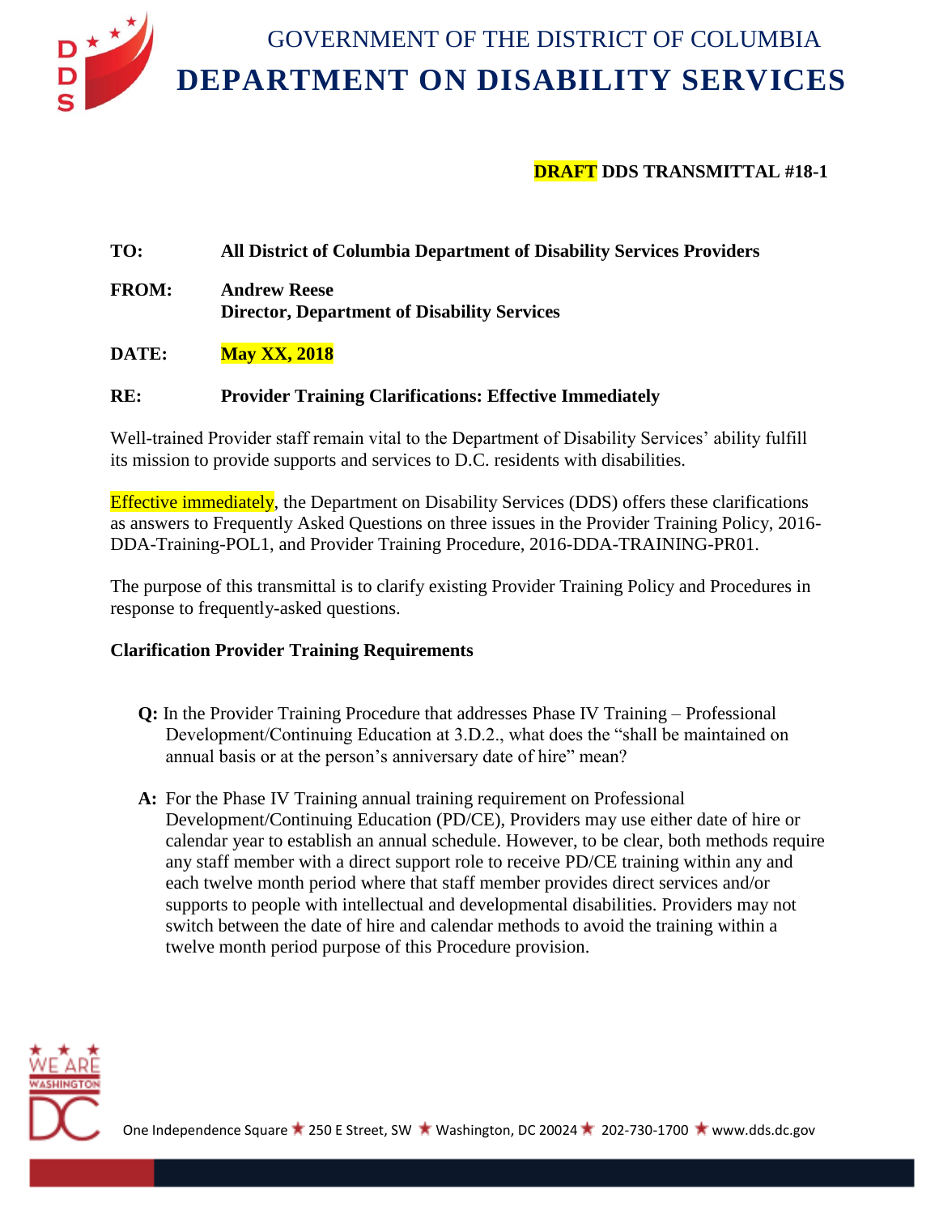# GOVERNMENT OF THE DISTRICT OF COLUMBIA
# DEPARTMENT ON DISABILITY SERVICES

**DRAFT DDS TRANSMITTAL #18-1**

**TO:** **All District of Columbia Department of Disability Services Providers**

**FROM:** **Andrew Reese**
**Director, Department of Disability Services**

**DATE:** **May XX, 2018**

**RE:** **Provider Training Clarifications: Effective Immediately**

Well-trained Provider staff remain vital to the Department of Disability Services' ability fulfill its mission to provide supports and services to D.C. residents with disabilities.

Effective immediately, the Department on Disability Services (DDS) offers these clarifications as answers to Frequently Asked Questions on three issues in the Provider Training Policy, 2016-DDA-Training-POL1, and Provider Training Procedure, 2016-DDA-TRAINING-PR01.

The purpose of this transmittal is to clarify existing Provider Training Policy and Procedures in response to frequently-asked questions.

**Clarification Provider Training Requirements**

**Q:** In the Provider Training Procedure that addresses Phase IV Training – Professional Development/Continuing Education at 3.D.2., what does the "shall be maintained on annual basis or at the person's anniversary date of hire" mean?

**A:** For the Phase IV Training annual training requirement on Professional Development/Continuing Education (PD/CE), Providers may use either date of hire or calendar year to establish an annual schedule. However, to be clear, both methods require any staff member with a direct support role to receive PD/CE training within any and each twelve month period where that staff member provides direct services and/or supports to people with intellectual and developmental disabilities. Providers may not switch between the date of hire and calendar methods to avoid the training within a twelve month period purpose of this Procedure provision.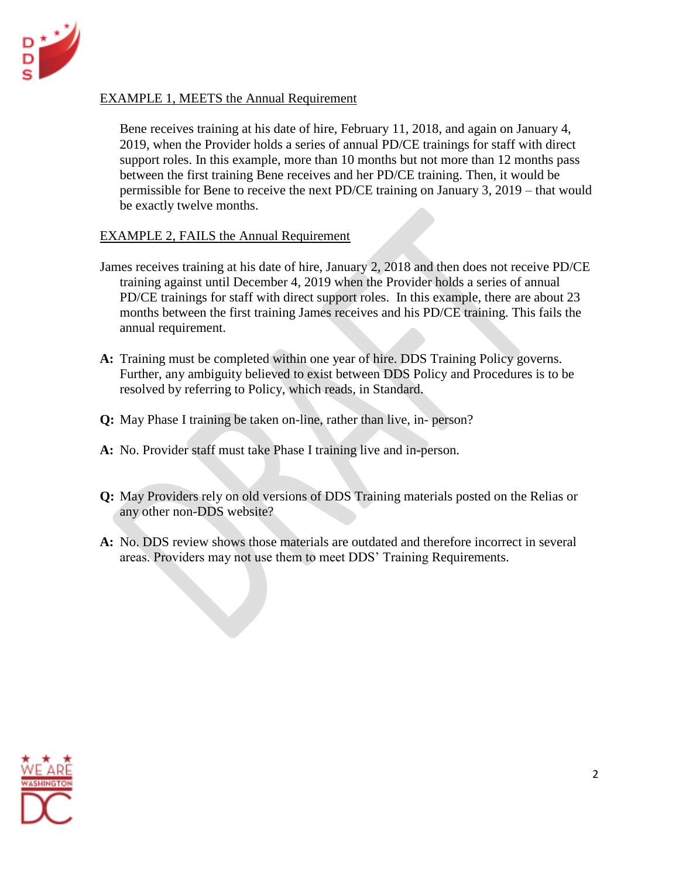<u>EXAMPLE 1, MEETS the Annual Requirement</u>

Bene receives training at his date of hire, February 11, 2018, and again on January 4, 2019, when the Provider holds a series of annual PD/CE trainings for staff with direct support roles. In this example, more than 10 months but not more than 12 months pass between the first training Bene receives and her PD/CE training. Then, it would be permissible for Bene to receive the next PD/CE training on January 3, 2019 – that would be exactly twelve months.

<u>EXAMPLE 2, FAILS the Annual Requirement</u>

James receives training at his date of hire, January 2, 2018 and then does not receive PD/CE training against until December 4, 2019 when the Provider holds a series of annual PD/CE trainings for staff with direct support roles. In this example, there are about 23 months between the first training James receives and his PD/CE training. This fails the annual requirement.

**A:** Training must be completed within one year of hire. DDS Training Policy governs. Further, any ambiguity believed to exist between DDS Policy and Procedures is to be resolved by referring to Policy, which reads, in Standard.

**Q:** May Phase I training be taken on-line, rather than live, in- person?

**A:** No. Provider staff must take Phase I training live and in-person.

**Q:** May Providers rely on old versions of DDS Training materials posted on the Relias or any other non-DDS website?

**A:** No. DDS review shows those materials are outdated and therefore incorrect in several areas. Providers may not use them to meet DDS' Training Requirements.